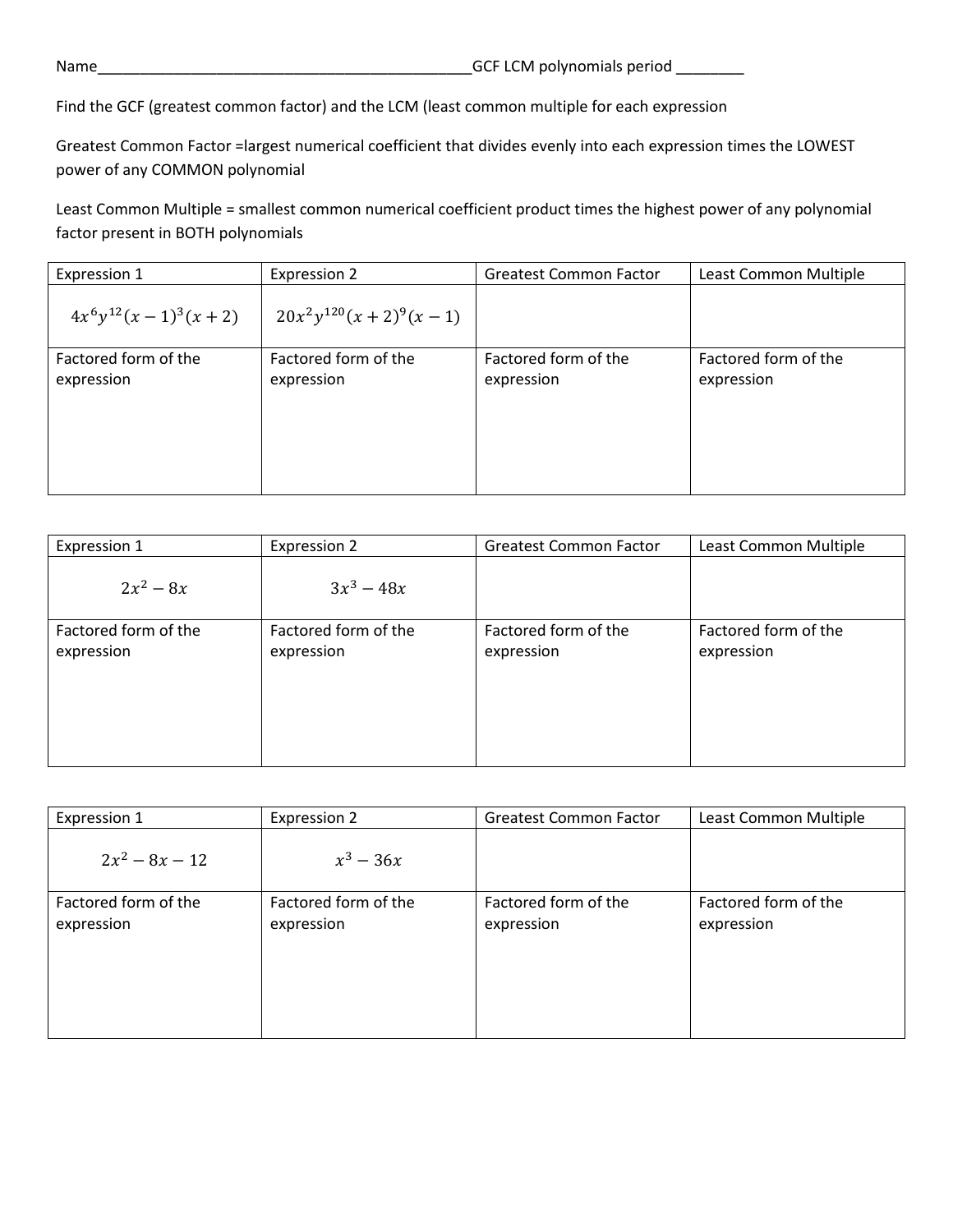Name_______________________________________________GCF LCM polynomials period ________

Find the GCF (greatest common factor) and the LCM (least common multiple for each expression

Greatest Common Factor =largest numerical coefficient that divides evenly into each expression times the LOWEST power of any COMMON polynomial

Least Common Multiple = smallest common numerical coefficient product times the highest power of any polynomial factor present in BOTH polynomials

| Expression 1 | Expression 2 | Greatest Common Factor | Least Common Multiple |
| --- | --- | --- | --- |
| $4x^6y^{12}(x-1)^3(x+2)$ | $20x^2y^{120}(x+2)^9(x-1)$ | | |
| Factored form of the expression | Factored form of the expression | Factored form of the expression | Factored form of the expression |

| Expression 1 | Expression 2 | Greatest Common Factor | Least Common Multiple |
| --- | --- | --- | --- |
| $2x^2-8x$ | $3x^3-48x$ | | |
| Factored form of the expression | Factored form of the expression | Factored form of the expression | Factored form of the expression |

| Expression 1 | Expression 2 | Greatest Common Factor | Least Common Multiple |
| --- | --- | --- | --- |
| $2x^2-8x-12$ | $x^3-36x$ | | |
| Factored form of the expression | Factored form of the expression | Factored form of the expression | Factored form of the expression |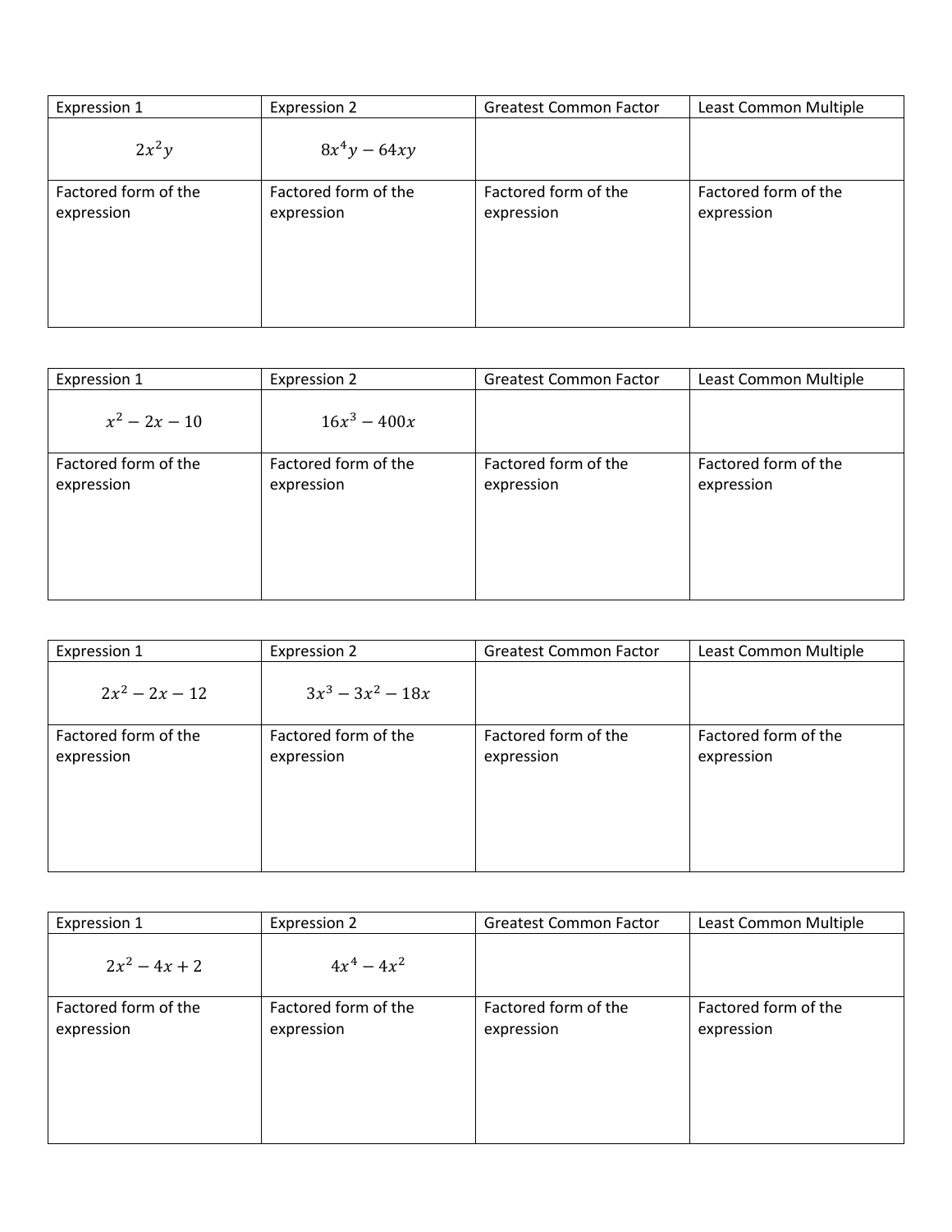| Expression 1 | Expression 2 | Greatest Common Factor | Least Common Multiple |
| --- | --- | --- | --- |
| $2x^2y$ | $8x^4y - 64xy$ | | |
| Factored form of the expression | Factored form of the expression | Factored form of the expression | Factored form of the expression |

| Expression 1 | Expression 2 | Greatest Common Factor | Least Common Multiple |
| --- | --- | --- | --- |
| $x^2 - 2x - 10$ | $16x^3 - 400x$ | | |
| Factored form of the expression | Factored form of the expression | Factored form of the expression | Factored form of the expression |

| Expression 1 | Expression 2 | Greatest Common Factor | Least Common Multiple |
| --- | --- | --- | --- |
| $2x^2 - 2x - 12$ | $3x^3 - 3x^2 - 18x$ | | |
| Factored form of the expression | Factored form of the expression | Factored form of the expression | Factored form of the expression |

| Expression 1 | Expression 2 | Greatest Common Factor | Least Common Multiple |
| --- | --- | --- | --- |
| $2x^2 - 4x + 2$ | $4x^4 - 4x^2$ | | |
| Factored form of the expression | Factored form of the expression | Factored form of the expression | Factored form of the expression |